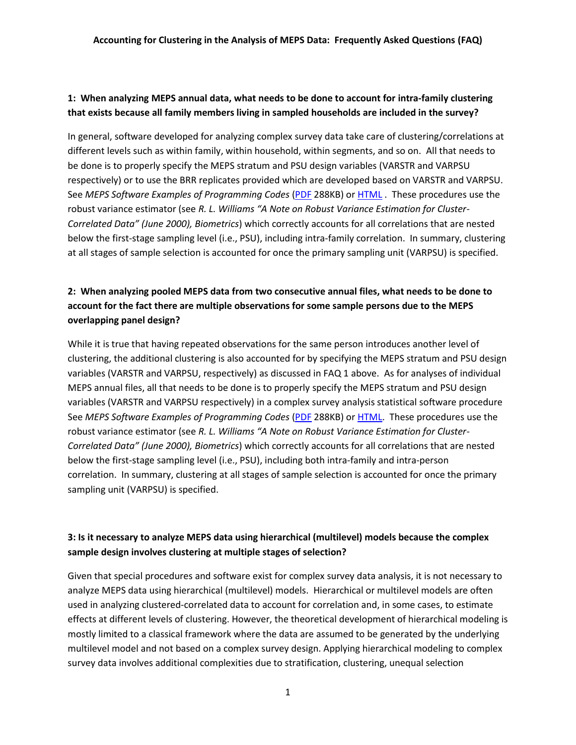# Accounting for Clustering in the Analysis of MEPS Data: Frequently Asked Questions (FAQ)

**1: When analyzing MEPS annual data, what needs to be done to account for intra-family clustering that exists because all family members living in sampled households are included in the survey?**

In general, software developed for analyzing complex survey data take care of clustering/correlations at different levels such as within family, within household, within segments, and so on. All that needs to be done is to properly specify the MEPS stratum and PSU design variables (VARSTR and VARPSU respectively) or to use the BRR replicates provided which are developed based on VARSTR and VARPSU. See *MEPS Software Examples of Programming Codes* (PDF 288KB) or HTML . These procedures use the robust variance estimator (see *R. L. Williams "A Note on Robust Variance Estimation for Cluster-Correlated Data" (June 2000), Biometrics*) which correctly accounts for all correlations that are nested below the first-stage sampling level (i.e., PSU), including intra-family correlation. In summary, clustering at all stages of sample selection is accounted for once the primary sampling unit (VARPSU) is specified.

**2: When analyzing pooled MEPS data from two consecutive annual files, what needs to be done to account for the fact there are multiple observations for some sample persons due to the MEPS overlapping panel design?**

While it is true that having repeated observations for the same person introduces another level of clustering, the additional clustering is also accounted for by specifying the MEPS stratum and PSU design variables (VARSTR and VARPSU, respectively) as discussed in FAQ 1 above. As for analyses of individual MEPS annual files, all that needs to be done is to properly specify the MEPS stratum and PSU design variables (VARSTR and VARPSU respectively) in a complex survey analysis statistical software procedure See *MEPS Software Examples of Programming Codes* (PDF 288KB) or HTML. These procedures use the robust variance estimator (see *R. L. Williams "A Note on Robust Variance Estimation for Cluster-Correlated Data" (June 2000), Biometrics*) which correctly accounts for all correlations that are nested below the first-stage sampling level (i.e., PSU), including both intra-family and intra-person correlation. In summary, clustering at all stages of sample selection is accounted for once the primary sampling unit (VARPSU) is specified.

**3: Is it necessary to analyze MEPS data using hierarchical (multilevel) models because the complex sample design involves clustering at multiple stages of selection?**

Given that special procedures and software exist for complex survey data analysis, it is not necessary to analyze MEPS data using hierarchical (multilevel) models. Hierarchical or multilevel models are often used in analyzing clustered-correlated data to account for correlation and, in some cases, to estimate effects at different levels of clustering. However, the theoretical development of hierarchical modeling is mostly limited to a classical framework where the data are assumed to be generated by the underlying multilevel model and not based on a complex survey design. Applying hierarchical modeling to complex survey data involves additional complexities due to stratification, clustering, unequal selection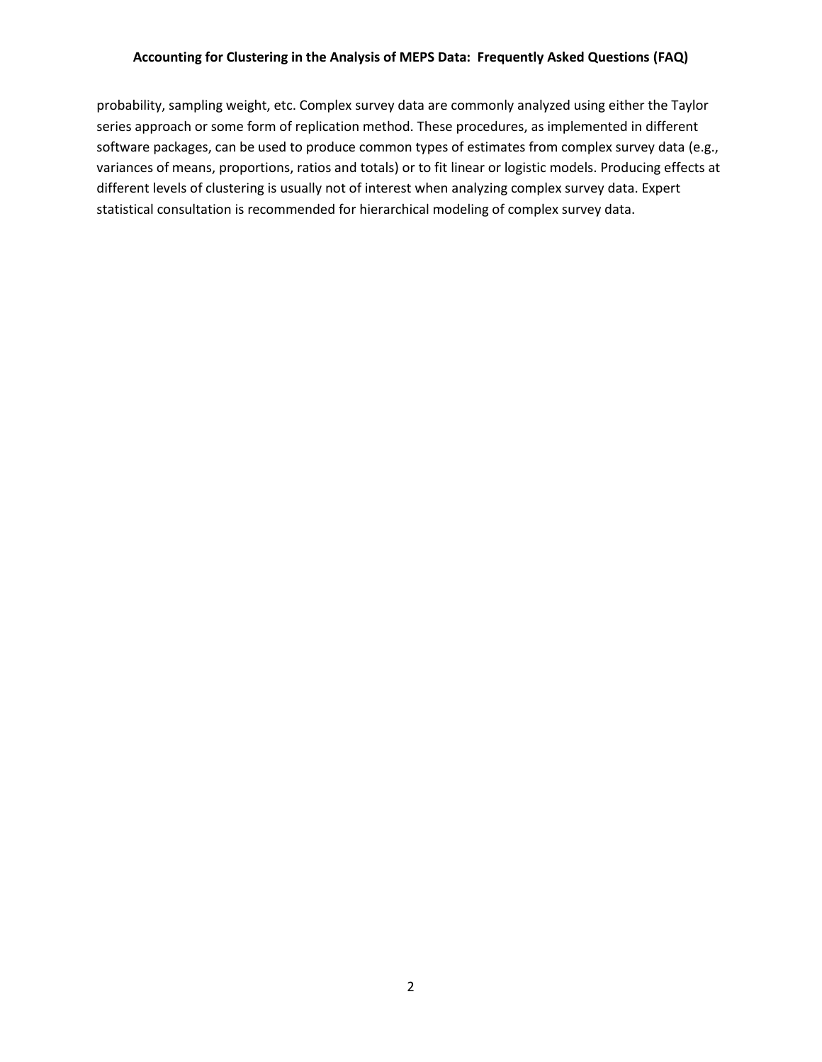probability, sampling weight, etc. Complex survey data are commonly analyzed using either the Taylor series approach or some form of replication method. These procedures, as implemented in different software packages, can be used to produce common types of estimates from complex survey data (e.g., variances of means, proportions, ratios and totals) or to fit linear or logistic models. Producing effects at different levels of clustering is usually not of interest when analyzing complex survey data. Expert statistical consultation is recommended for hierarchical modeling of complex survey data.